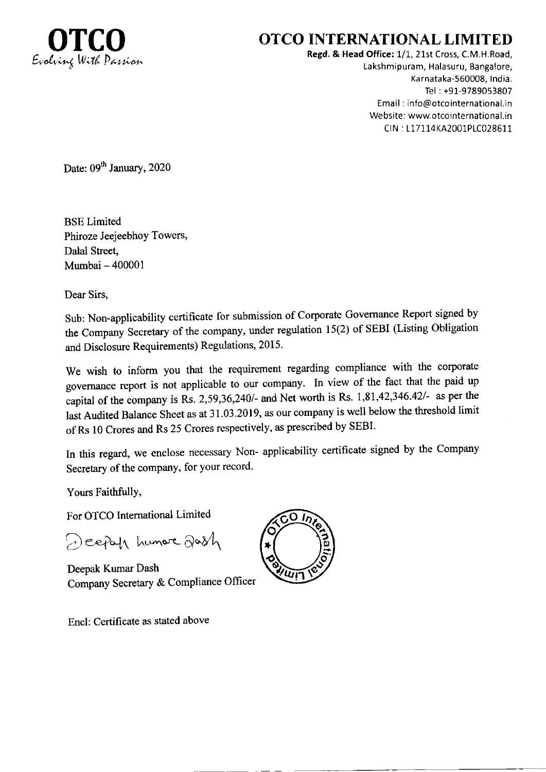**OTCO**
*Evolving With Passion*

# OTCO INTERNATIONAL LIMITED

**Regd. & Head Office:** 1/1, 21st Cross, C.M.H.Road,
Lakshmipuram, Halasuru, Bangalore,
Karnataka-560008, India.
Tel : +91-9789053807
Email : info@otcointernational.in
Website: www.otcointernational.in
CIN : L17114KA2001PLC028611

Date: 09th January, 2020

BSE Limited
Phiroze Jeejeebhoy Towers,
Dalal Street,
Mumbai – 400001

Dear Sirs,

Sub: Non-applicability certificate for submission of Corporate Governance Report signed by the Company Secretary of the company, under regulation 15(2) of SEBI (Listing Obligation and Disclosure Requirements) Regulations, 2015.

We wish to inform you that the requirement regarding compliance with the corporate governance report is not applicable to our company. In view of the fact that the paid up capital of the company is Rs. 2,59,36,240/- and Net worth is Rs. 1,81,42,346.42/- as per the last Audited Balance Sheet as at 31.03.2019, as our company is well below the threshold limit of Rs 10 Crores and Rs 25 Crores respectively, as prescribed by SEBI.

In this regard, we enclose necessary Non- applicability certificate signed by the Company Secretary of the company, for your record.

Yours Faithfully,

For OTCO International Limited

Deepak Kumar Dash
Company Secretary & Compliance Officer

Encl: Certificate as stated above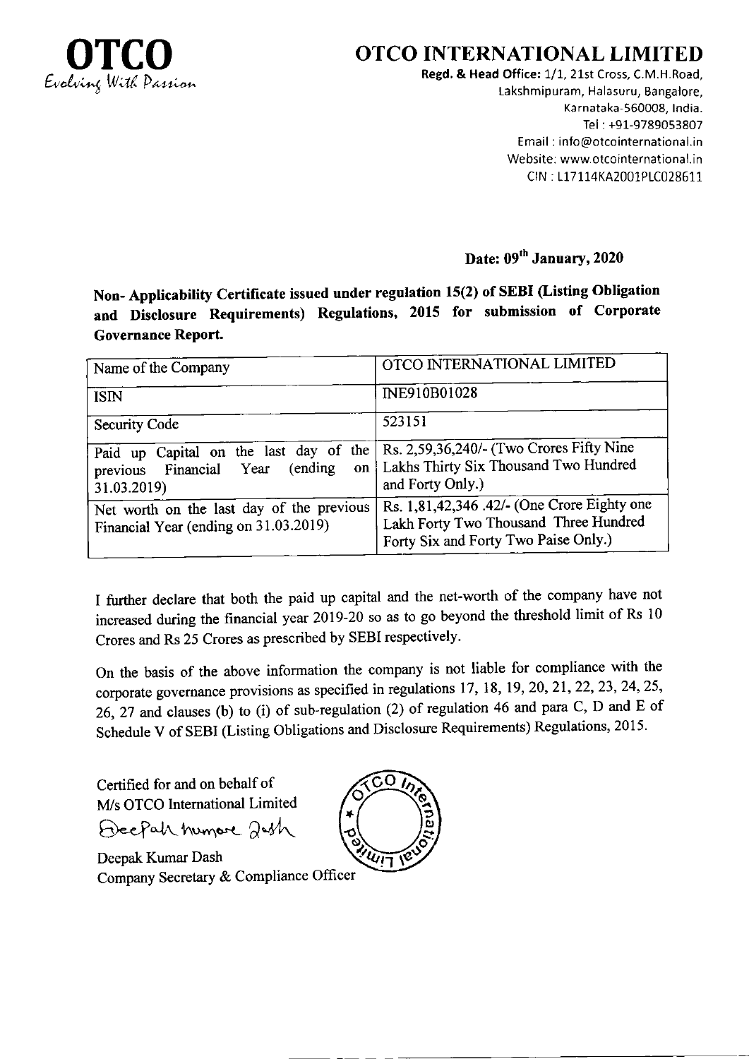**OTCO**
*Evolving With Passion*

# OTCO INTERNATIONAL LIMITED

**Regd. & Head Office:** 1/1, 21st Cross, C.M.H.Road,
Lakshmipuram, Halasuru, Bangalore,
Karnataka-560008, India.
Tel : +91-9789053807
Email : info@otcointernational.in
Website: www.otcointernational.in
CIN : L17114KA2001PLC028611

**Date: 09th January, 2020**

**Non- Applicability Certificate issued under regulation 15(2) of SEBI (Listing Obligation and Disclosure Requirements) Regulations, 2015 for submission of Corporate Governance Report.**

| | |
|---|---|
| Name of the Company | OTCO INTERNATIONAL LIMITED |
| ISIN | INE910B01028 |
| Security Code | 523151 |
| Paid up Capital on the last day of the previous Financial Year (ending on 31.03.2019) | Rs. 2,59,36,240/- (Two Crores Fifty Nine Lakhs Thirty Six Thousand Two Hundred and Forty Only.) |
| Net worth on the last day of the previous Financial Year (ending on 31.03.2019) | Rs. 1,81,42,346 .42/- (One Crore Eighty one Lakh Forty Two Thousand Three Hundred Forty Six and Forty Two Paise Only.) |

I further declare that both the paid up capital and the net-worth of the company have not increased during the financial year 2019-20 so as to go beyond the threshold limit of Rs 10 Crores and Rs 25 Crores as prescribed by SEBI respectively.

On the basis of the above information the company is not liable for compliance with the corporate governance provisions as specified in regulations 17, 18, 19, 20, 21, 22, 23, 24, 25, 26, 27 and clauses (b) to (i) of sub-regulation (2) of regulation 46 and para C, D and E of Schedule V of SEBI (Listing Obligations and Disclosure Requirements) Regulations, 2015.

Certified for and on behalf of
M/s OTCO International Limited

Deepak Kumar Dash
Company Secretary & Compliance Officer